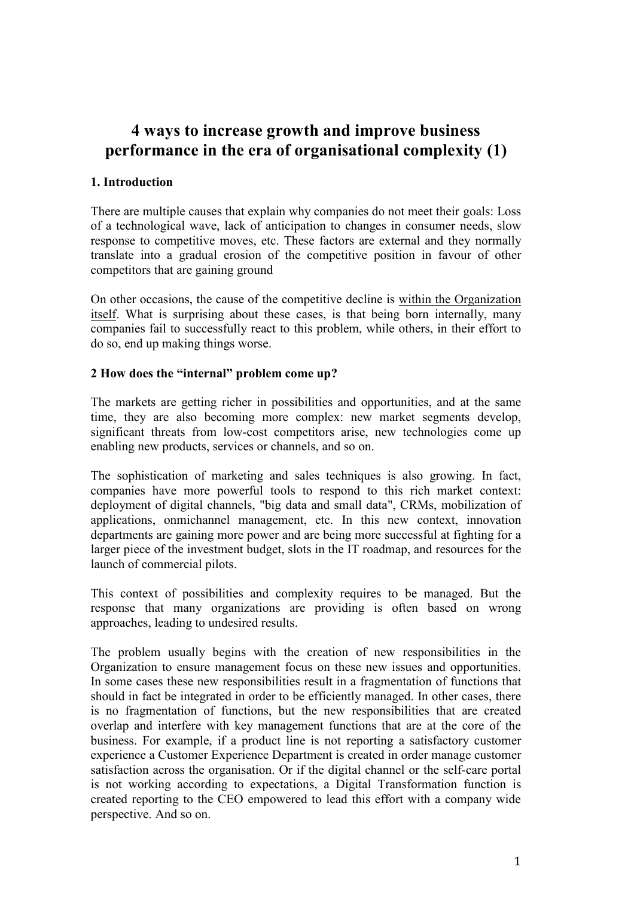# 4 ways to increase growth and improve business performance in the era of organisational complexity (1)

## 1. Introduction

There are multiple causes that explain why companies do not meet their goals: Loss of a technological wave, lack of anticipation to changes in consumer needs, slow response to competitive moves, etc. These factors are external and they normally translate into a gradual erosion of the competitive position in favour of other competitors that are gaining ground

On other occasions, the cause of the competitive decline is <u>within the Organization itself</u>. What is surprising about these cases, is that being born internally, many companies fail to successfully react to this problem, while others, in their effort to do so, end up making things worse.

## 2 How does the "internal" problem come up?

The markets are getting richer in possibilities and opportunities, and at the same time, they are also becoming more complex: new market segments develop, significant threats from low-cost competitors arise, new technologies come up enabling new products, services or channels, and so on.

The sophistication of marketing and sales techniques is also growing. In fact, companies have more powerful tools to respond to this rich market context: deployment of digital channels, "big data and small data", CRMs, mobilization of applications, onmichannel management, etc. In this new context, innovation departments are gaining more power and are being more successful at fighting for a larger piece of the investment budget, slots in the IT roadmap, and resources for the launch of commercial pilots.

This context of possibilities and complexity requires to be managed. But the response that many organizations are providing is often based on wrong approaches, leading to undesired results.

The problem usually begins with the creation of new responsibilities in the Organization to ensure management focus on these new issues and opportunities. In some cases these new responsibilities result in a fragmentation of functions that should in fact be integrated in order to be efficiently managed. In other cases, there is no fragmentation of functions, but the new responsibilities that are created overlap and interfere with key management functions that are at the core of the business. For example, if a product line is not reporting a satisfactory customer experience a Customer Experience Department is created in order manage customer satisfaction across the organisation. Or if the digital channel or the self-care portal is not working according to expectations, a Digital Transformation function is created reporting to the CEO empowered to lead this effort with a company wide perspective. And so on.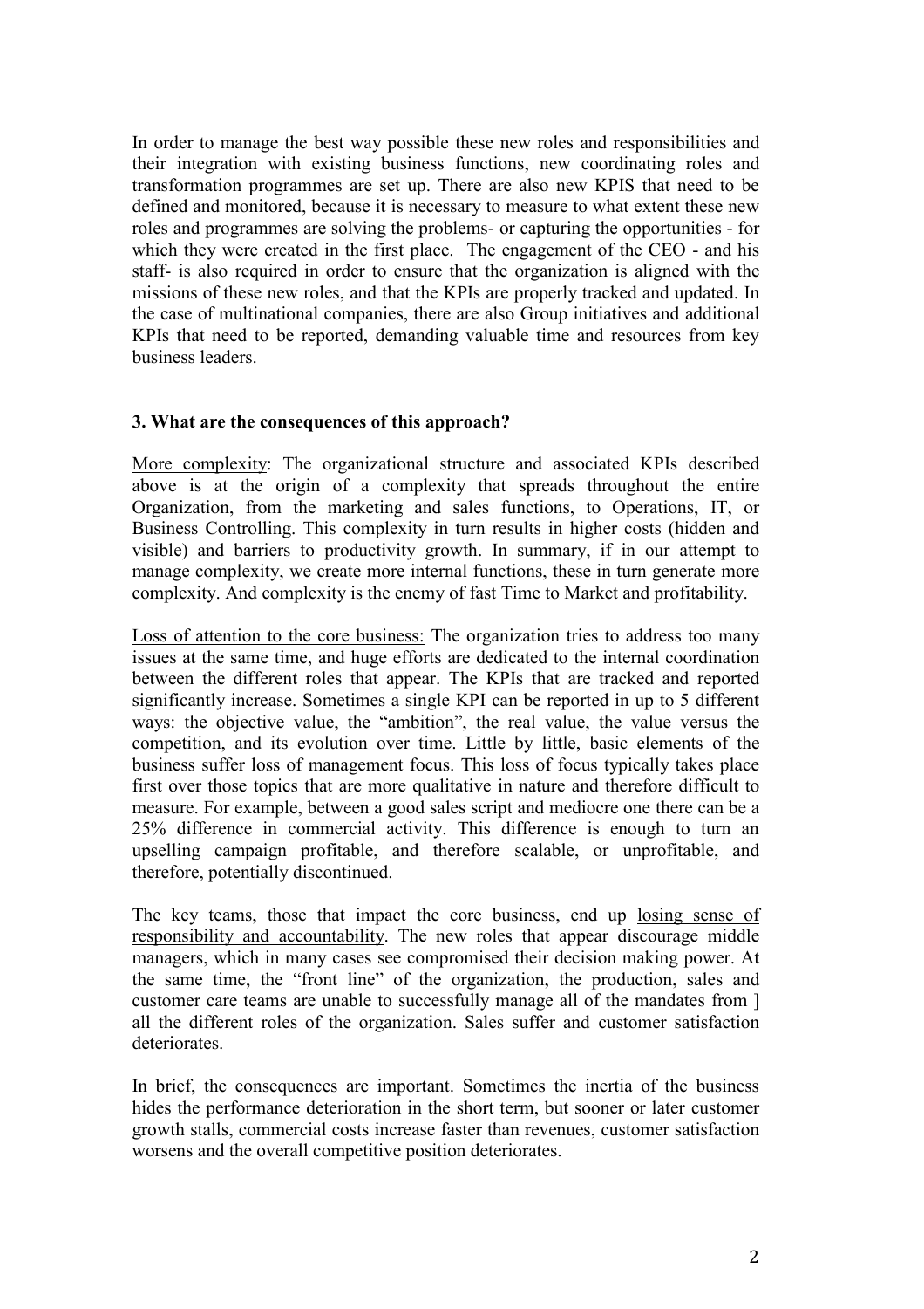In order to manage the best way possible these new roles and responsibilities and their integration with existing business functions, new coordinating roles and transformation programmes are set up. There are also new KPIS that need to be defined and monitored, because it is necessary to measure to what extent these new roles and programmes are solving the problems- or capturing the opportunities - for which they were created in the first place. The engagement of the CEO - and his staff- is also required in order to ensure that the organization is aligned with the missions of these new roles, and that the KPIs are properly tracked and updated. In the case of multinational companies, there are also Group initiatives and additional KPIs that need to be reported, demanding valuable time and resources from key business leaders.

### 3. What are the consequences of this approach?

<u>More complexity</u>: The organizational structure and associated KPIs described above is at the origin of a complexity that spreads throughout the entire Organization, from the marketing and sales functions, to Operations, IT, or Business Controlling. This complexity in turn results in higher costs (hidden and visible) and barriers to productivity growth. In summary, if in our attempt to manage complexity, we create more internal functions, these in turn generate more complexity. And complexity is the enemy of fast Time to Market and profitability.

<u>Loss of attention to the core business:</u> The organization tries to address too many issues at the same time, and huge efforts are dedicated to the internal coordination between the different roles that appear. The KPIs that are tracked and reported significantly increase. Sometimes a single KPI can be reported in up to 5 different ways: the objective value, the "ambition", the real value, the value versus the competition, and its evolution over time. Little by little, basic elements of the business suffer loss of management focus. This loss of focus typically takes place first over those topics that are more qualitative in nature and therefore difficult to measure. For example, between a good sales script and mediocre one there can be a 25% difference in commercial activity. This difference is enough to turn an upselling campaign profitable, and therefore scalable, or unprofitable, and therefore, potentially discontinued.

The key teams, those that impact the core business, end up <u>losing sense of responsibility and accountability</u>. The new roles that appear discourage middle managers, which in many cases see compromised their decision making power. At the same time, the "front line" of the organization, the production, sales and customer care teams are unable to successfully manage all of the mandates from ] all the different roles of the organization. Sales suffer and customer satisfaction deteriorates.

In brief, the consequences are important. Sometimes the inertia of the business hides the performance deterioration in the short term, but sooner or later customer growth stalls, commercial costs increase faster than revenues, customer satisfaction worsens and the overall competitive position deteriorates.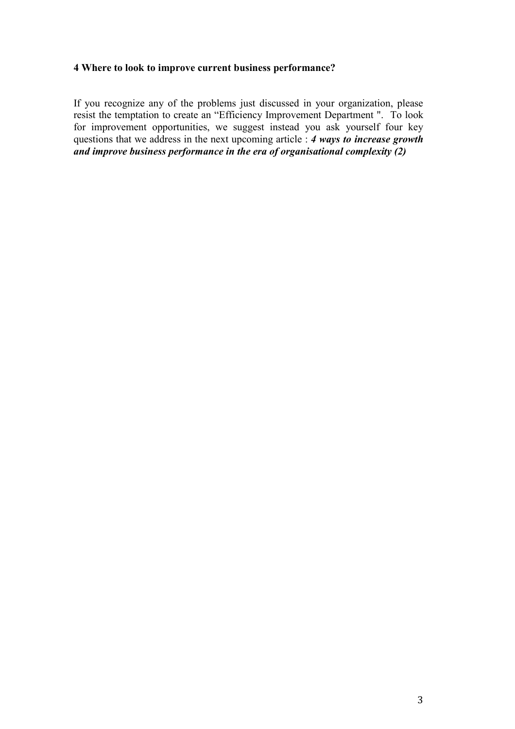## 4 Where to look to improve current business performance?

If you recognize any of the problems just discussed in your organization, please resist the temptation to create an "Efficiency Improvement Department ". To look for improvement opportunities, we suggest instead you ask yourself four key questions that we address in the next upcoming article : ***4 ways to increase growth and improve business performance in the era of organisational complexity (2)***